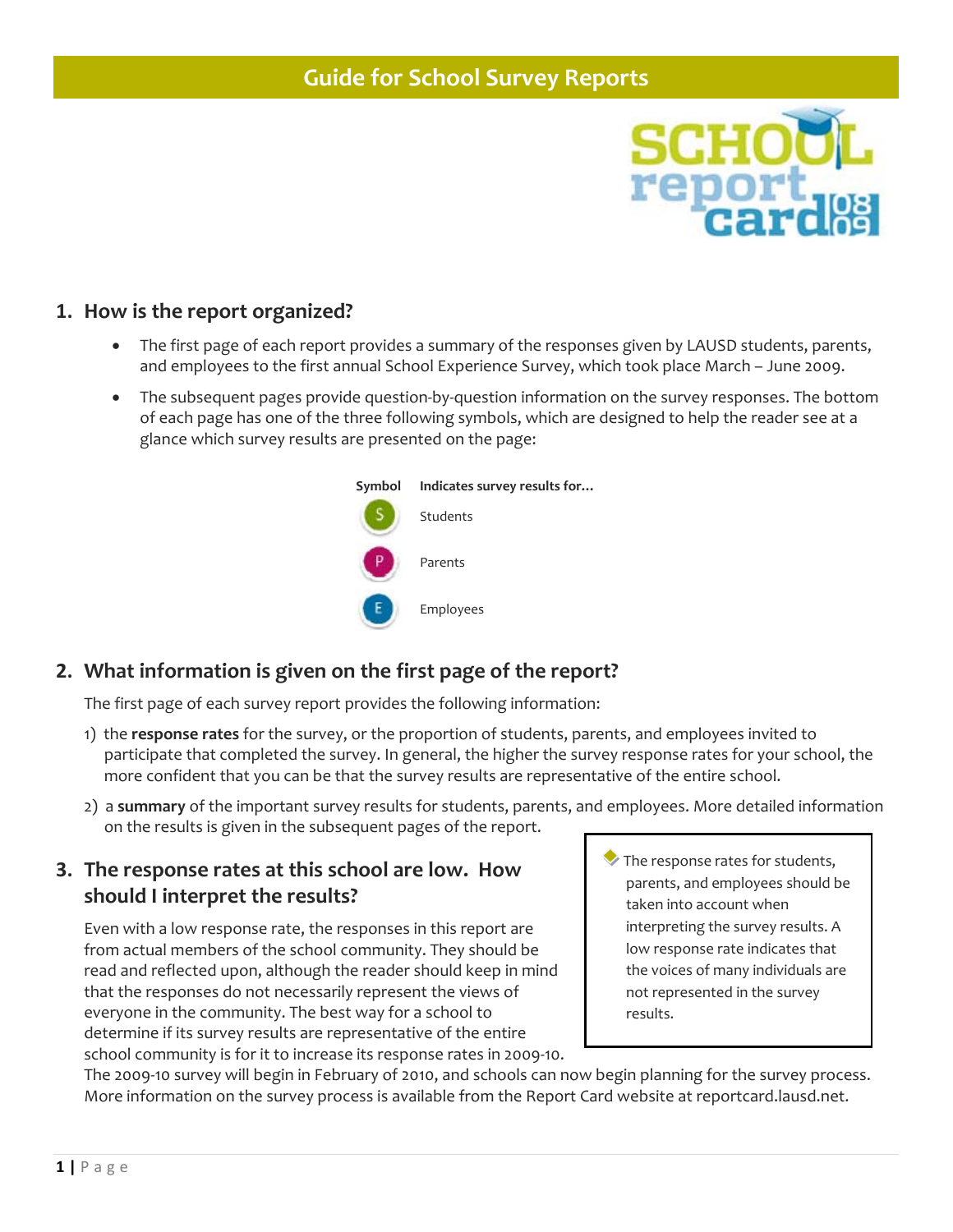# Guide for School Survey Reports

## 1. How is the report organized?

- The first page of each report provides a summary of the responses given by LAUSD students, parents, and employees to the first annual School Experience Survey, which took place March – June 2009.
- The subsequent pages provide question-by-question information on the survey responses. The bottom of each page has one of the three following symbols, which are designed to help the reader see at a glance which survey results are presented on the page:

| Symbol | Indicates survey results for… |
|---|---|
| S | Students |
| P | Parents |
| E | Employees |

## 2. What information is given on the first page of the report?

The first page of each survey report provides the following information:

1) the **response rates** for the survey, or the proportion of students, parents, and employees invited to participate that completed the survey. In general, the higher the survey response rates for your school, the more confident that you can be that the survey results are representative of the entire school.
2) a **summary** of the important survey results for students, parents, and employees. More detailed information on the results is given in the subsequent pages of the report.

## 3. The response rates at this school are low. How should I interpret the results?

Even with a low response rate, the responses in this report are from actual members of the school community. They should be read and reflected upon, although the reader should keep in mind that the responses do not necessarily represent the views of everyone in the community. The best way for a school to determine if its survey results are representative of the entire school community is for it to increase its response rates in 2009-10. The 2009-10 survey will begin in February of 2010, and schools can now begin planning for the survey process. More information on the survey process is available from the Report Card website at reportcard.lausd.net.

> The response rates for students, parents, and employees should be taken into account when interpreting the survey results. A low response rate indicates that the voices of many individuals are not represented in the survey results.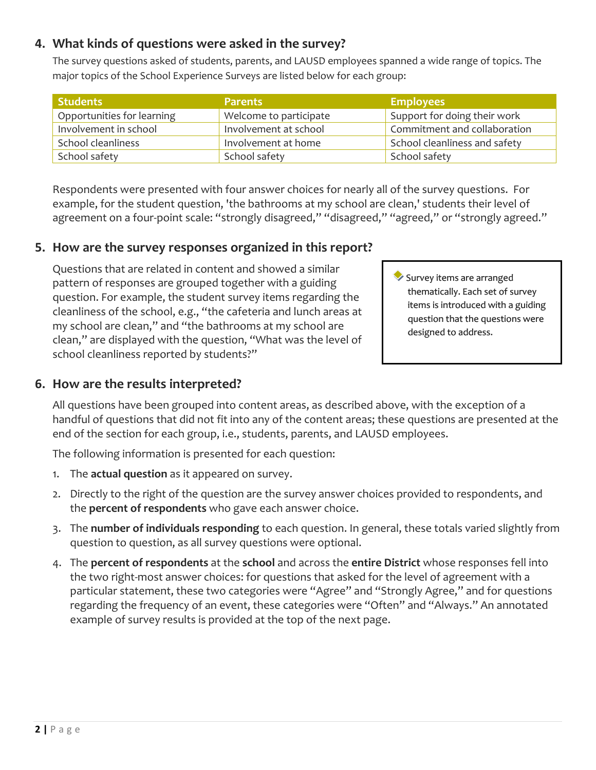## 4. What kinds of questions were asked in the survey?

The survey questions asked of students, parents, and LAUSD employees spanned a wide range of topics. The major topics of the School Experience Surveys are listed below for each group:

| Students | Parents | Employees |
|---|---|---|
| Opportunities for learning | Welcome to participate | Support for doing their work |
| Involvement in school | Involvement at school | Commitment and collaboration |
| School cleanliness | Involvement at home | School cleanliness and safety |
| School safety | School safety | School safety |

Respondents were presented with four answer choices for nearly all of the survey questions. For example, for the student question, 'the bathrooms at my school are clean,' students their level of agreement on a four-point scale: "strongly disagreed," "disagreed," "agreed," or "strongly agreed."

## 5. How are the survey responses organized in this report?

Questions that are related in content and showed a similar pattern of responses are grouped together with a guiding question. For example, the student survey items regarding the cleanliness of the school, e.g., "the cafeteria and lunch areas at my school are clean," and "the bathrooms at my school are clean," are displayed with the question, "What was the level of school cleanliness reported by students?"

> Survey items are arranged thematically. Each set of survey items is introduced with a guiding question that the questions were designed to address.

## 6. How are the results interpreted?

All questions have been grouped into content areas, as described above, with the exception of a handful of questions that did not fit into any of the content areas; these questions are presented at the end of the section for each group, i.e., students, parents, and LAUSD employees.

The following information is presented for each question:

1. The **actual question** as it appeared on survey.
2. Directly to the right of the question are the survey answer choices provided to respondents, and the **percent of respondents** who gave each answer choice.
3. The **number of individuals responding** to each question. In general, these totals varied slightly from question to question, as all survey questions were optional.
4. The **percent of respondents** at the **school** and across the **entire District** whose responses fell into the two right-most answer choices: for questions that asked for the level of agreement with a particular statement, these two categories were "Agree" and "Strongly Agree," and for questions regarding the frequency of an event, these categories were "Often" and "Always." An annotated example of survey results is provided at the top of the next page.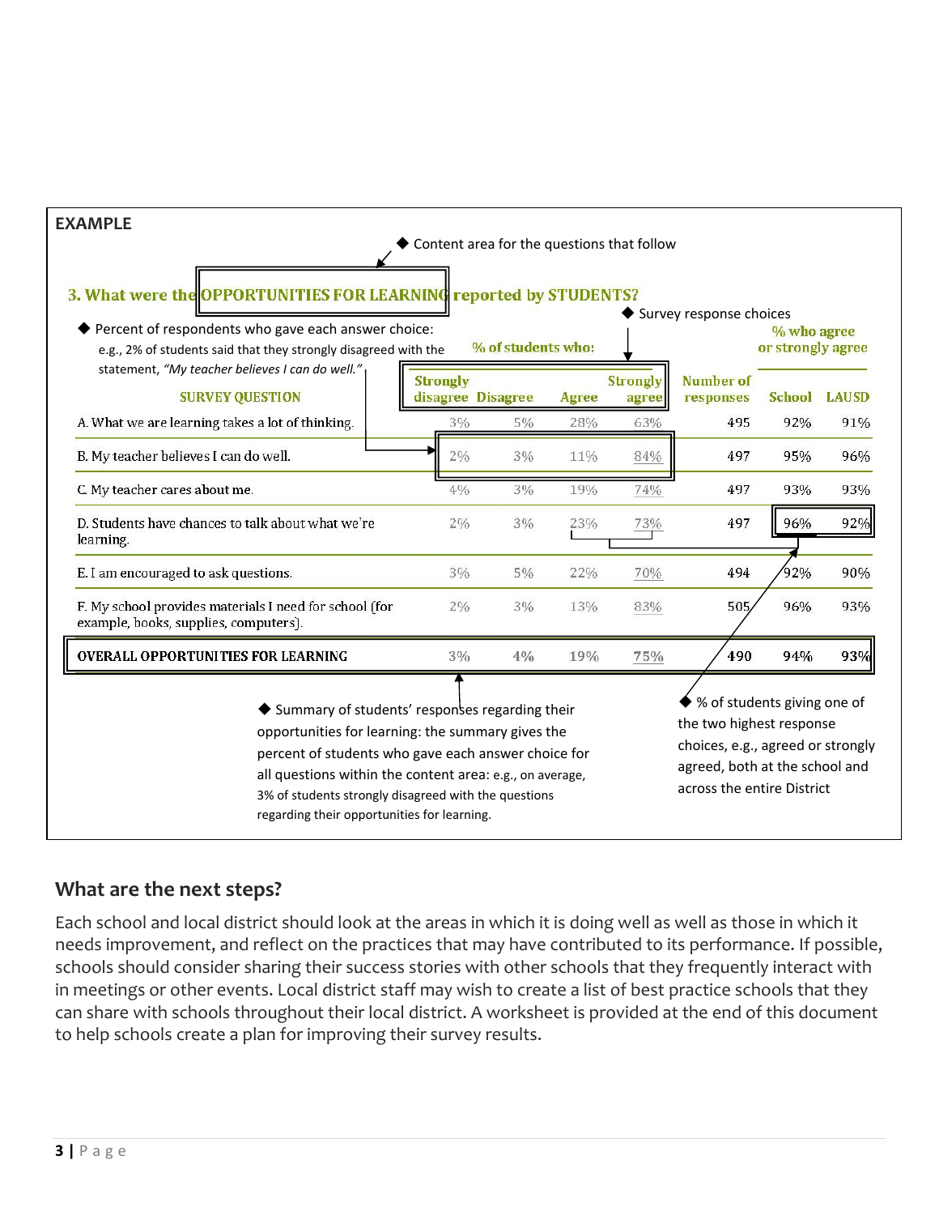**EXAMPLE**

◆ Content area for the questions that follow

### 3. What were the OPPORTUNITIES FOR LEARNING reported by STUDENTS?

◆ Percent of respondents who gave each answer choice: e.g., 2% of students said that they strongly disagreed with the statement, *"My teacher believes I can do well."*

◆ Survey response choices

| SURVEY QUESTION | % of students who: Strongly disagree | Disagree | Agree | Strongly agree | Number of responses | % who agree or strongly agree: School | LAUSD |
|---|---|---|---|---|---|---|---|
| A. What we are learning takes a lot of thinking. | 3% | 5% | 28% | 63% | 495 | 92% | 91% |
| B. My teacher believes I can do well. | 2% | 3% | 11% | 84% | 497 | 95% | 96% |
| C. My teacher cares about me. | 4% | 3% | 19% | 74% | 497 | 93% | 93% |
| D. Students have chances to talk about what we're learning. | 2% | 3% | 23% | 73% | 497 | 96% | 92% |
| E. I am encouraged to ask questions. | 3% | 5% | 22% | 70% | 494 | 92% | 90% |
| F. My school provides materials I need for school (for example, books, supplies, computers). | 2% | 3% | 13% | 83% | 505 | 96% | 93% |
| **OVERALL OPPORTUNITIES FOR LEARNING** | 3% | 4% | 19% | 75% | 490 | 94% | 93% |

◆ Summary of students' responses regarding their opportunities for learning: the summary gives the percent of students who gave each answer choice for all questions within the content area: e.g., on average, 3% of students strongly disagreed with the questions regarding their opportunities for learning.

◆ % of students giving one of the two highest response choices, e.g., agreed or strongly agreed, both at the school and across the entire District

## What are the next steps?

Each school and local district should look at the areas in which it is doing well as well as those in which it needs improvement, and reflect on the practices that may have contributed to its performance. If possible, schools should consider sharing their success stories with other schools that they frequently interact with in meetings or other events. Local district staff may wish to create a list of best practice schools that they can share with schools throughout their local district. A worksheet is provided at the end of this document to help schools create a plan for improving their survey results.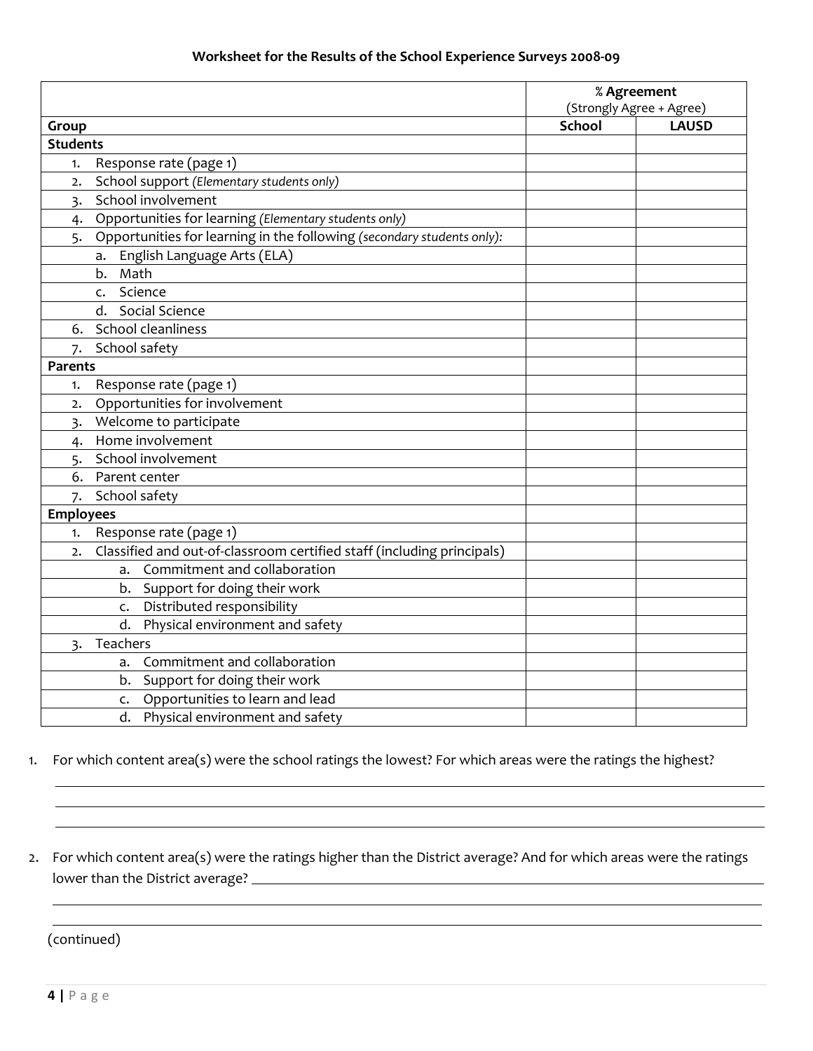**Worksheet for the Results of the School Experience Surveys 2008-09**

| | % Agreement (Strongly Agree + Agree) | |
|---|---|---|
| **Group** | **School** | **LAUSD** |
| **Students** | | |
| 1. Response rate (page 1) | | |
| 2. School support *(Elementary students only)* | | |
| 3. School involvement | | |
| 4. Opportunities for learning *(Elementary students only)* | | |
| 5. Opportunities for learning in the following *(secondary students only):* | | |
| a. English Language Arts (ELA) | | |
| b. Math | | |
| c. Science | | |
| d. Social Science | | |
| 6. School cleanliness | | |
| 7. School safety | | |
| **Parents** | | |
| 1. Response rate (page 1) | | |
| 2. Opportunities for involvement | | |
| 3. Welcome to participate | | |
| 4. Home involvement | | |
| 5. School involvement | | |
| 6. Parent center | | |
| 7. School safety | | |
| **Employees** | | |
| 1. Response rate (page 1) | | |
| 2. Classified and out-of-classroom certified staff (including principals) | | |
| a. Commitment and collaboration | | |
| b. Support for doing their work | | |
| c. Distributed responsibility | | |
| d. Physical environment and safety | | |
| 3. Teachers | | |
| a. Commitment and collaboration | | |
| b. Support for doing their work | | |
| c. Opportunities to learn and lead | | |
| d. Physical environment and safety | | |

1. For which content area(s) were the school ratings the lowest? For which areas were the ratings the highest?

___________________________________________________________________________

___________________________________________________________________________

___________________________________________________________________________

2. For which content area(s) were the ratings higher than the District average? And for which areas were the ratings lower than the District average? ______________________________________________

___________________________________________________________________________

___________________________________________________________________________

(continued)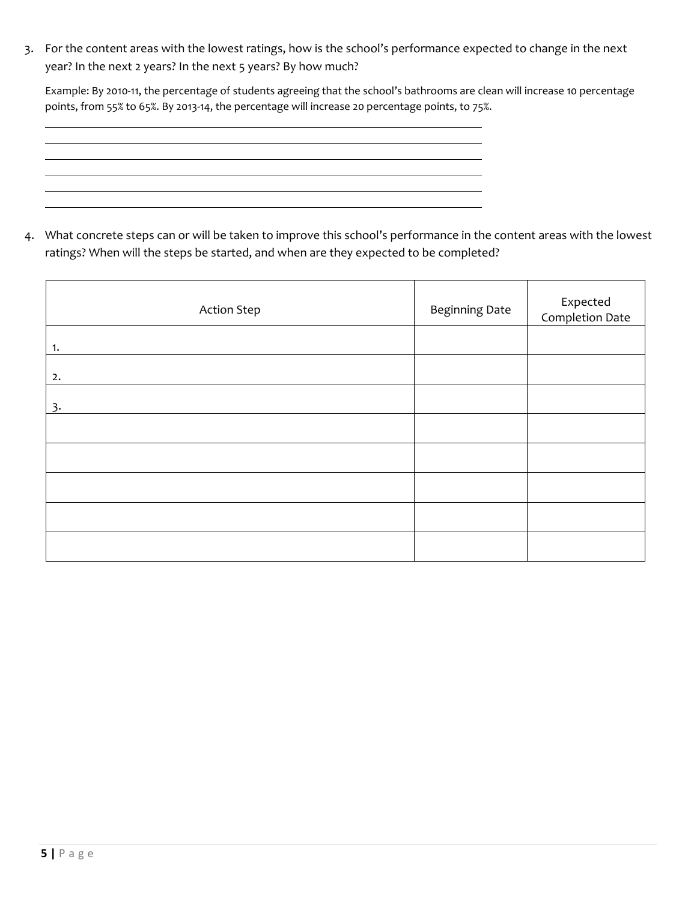3. For the content areas with the lowest ratings, how is the school's performance expected to change in the next year? In the next 2 years? In the next 5 years? By how much?

   Example: By 2010-11, the percentage of students agreeing that the school's bathrooms are clean will increase 10 percentage points, from 55% to 65%. By 2013-14, the percentage will increase 20 percentage points, to 75%.

   \_\_\_\_\_\_\_\_\_\_\_\_\_\_\_\_\_\_\_\_\_\_\_\_\_\_\_\_\_\_\_\_\_\_\_\_\_\_\_\_\_\_\_\_\_\_\_\_\_\_\_\_\_\_\_\_\_\_\_\_\_\_\_\_\_\_\_\_\_\_\_\_\_\_\_\_

   \_\_\_\_\_\_\_\_\_\_\_\_\_\_\_\_\_\_\_\_\_\_\_\_\_\_\_\_\_\_\_\_\_\_\_\_\_\_\_\_\_\_\_\_\_\_\_\_\_\_\_\_\_\_\_\_\_\_\_\_\_\_\_\_\_\_\_\_\_\_\_\_\_\_\_\_

   \_\_\_\_\_\_\_\_\_\_\_\_\_\_\_\_\_\_\_\_\_\_\_\_\_\_\_\_\_\_\_\_\_\_\_\_\_\_\_\_\_\_\_\_\_\_\_\_\_\_\_\_\_\_\_\_\_\_\_\_\_\_\_\_\_\_\_\_\_\_\_\_\_\_\_\_

   \_\_\_\_\_\_\_\_\_\_\_\_\_\_\_\_\_\_\_\_\_\_\_\_\_\_\_\_\_\_\_\_\_\_\_\_\_\_\_\_\_\_\_\_\_\_\_\_\_\_\_\_\_\_\_\_\_\_\_\_\_\_\_\_\_\_\_\_\_\_\_\_\_\_\_\_

   \_\_\_\_\_\_\_\_\_\_\_\_\_\_\_\_\_\_\_\_\_\_\_\_\_\_\_\_\_\_\_\_\_\_\_\_\_\_\_\_\_\_\_\_\_\_\_\_\_\_\_\_\_\_\_\_\_\_\_\_\_\_\_\_\_\_\_\_\_\_\_\_\_\_\_\_

   \_\_\_\_\_\_\_\_\_\_\_\_\_\_\_\_\_\_\_\_\_\_\_\_\_\_\_\_\_\_\_\_\_\_\_\_\_\_\_\_\_\_\_\_\_\_\_\_\_\_\_\_\_\_\_\_\_\_\_\_\_\_\_\_\_\_\_\_\_\_\_\_\_\_\_\_

4. What concrete steps can or will be taken to improve this school's performance in the content areas with the lowest ratings? When will the steps be started, and when are they expected to be completed?

| Action Step | Beginning Date | Expected Completion Date |
|---|---|---|
| 1. | | |
| 2. | | |
| 3. | | |
| | | |
| | | |
| | | |
| | | |
| | | |